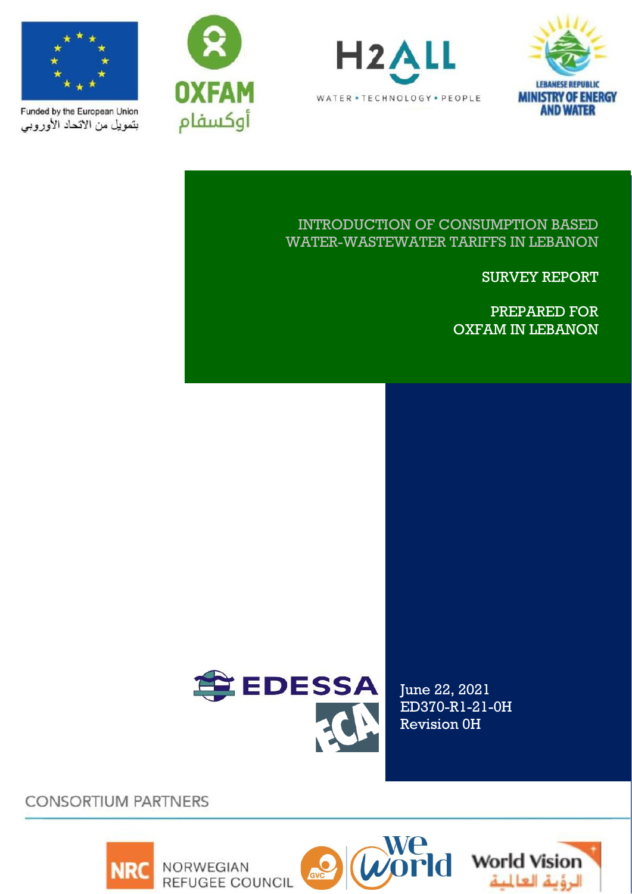Funded by the European Union

بتمويل من الاتحاد الأوروبي

OXFAM

أوكسفام

H2ALL

WATER • TECHNOLOGY • PEOPLE

LEBANESE REPUBLIC
MINISTRY OF ENERGY AND WATER

# INTRODUCTION OF CONSUMPTION BASED WATER-WASTEWATER TARIFFS IN LEBANON

## SURVEY REPORT

PREPARED FOR
OXFAM IN LEBANON

EDESSA

ECA

June 22, 2021
ED370-R1-21-0H
Revision 0H

CONSORTIUM PARTNERS

NRC NORWEGIAN REFUGEE COUNCIL

GVC WeWorld

World Vision

الرؤية العالمية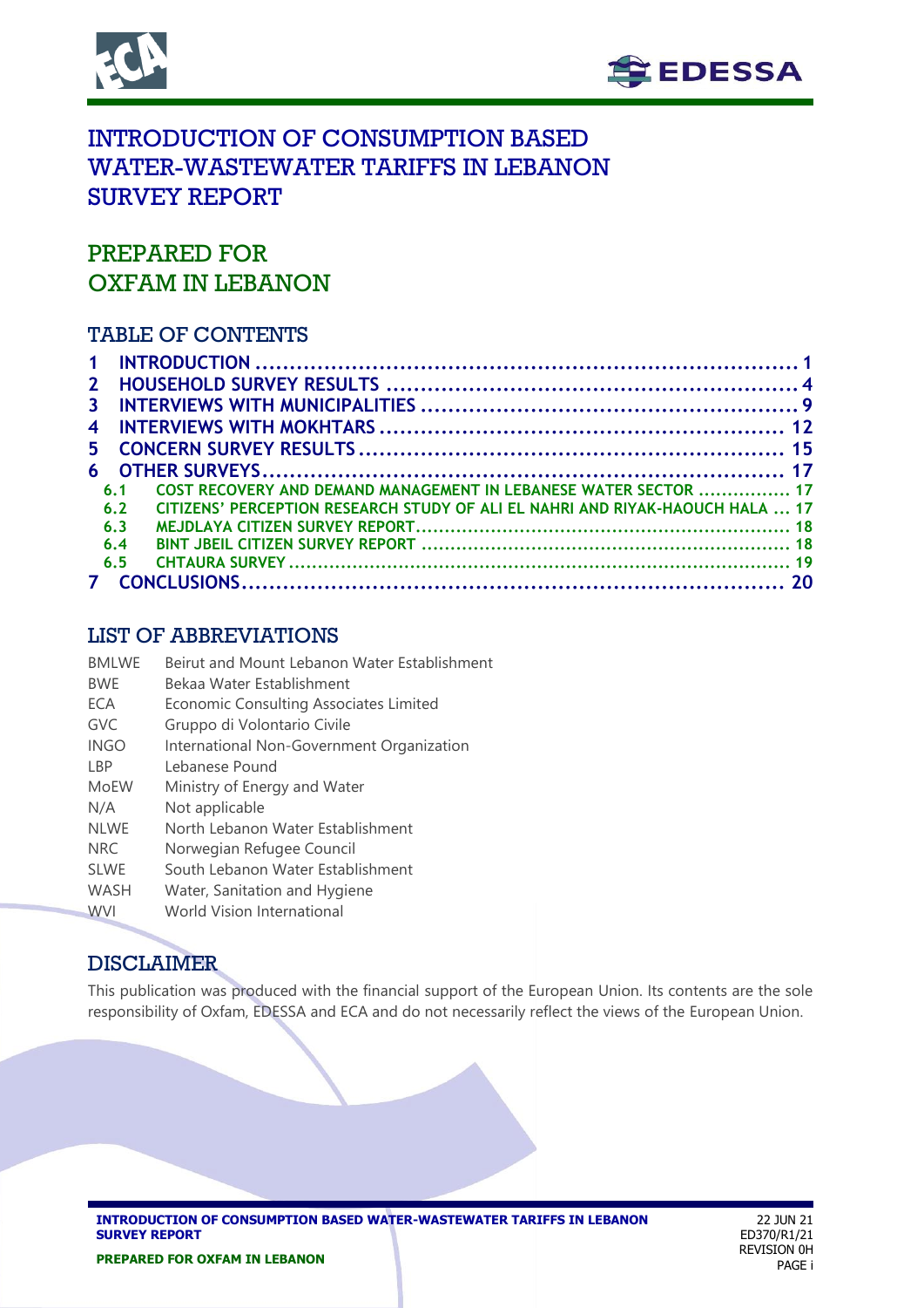# INTRODUCTION OF CONSUMPTION BASED WATER-WASTEWATER TARIFFS IN LEBANON SURVEY REPORT

## PREPARED FOR OXFAM IN LEBANON

### TABLE OF CONTENTS

| | | |
|---|---|---|
| 1 | INTRODUCTION | 1 |
| 2 | HOUSEHOLD SURVEY RESULTS | 4 |
| 3 | INTERVIEWS WITH MUNICIPALITIES | 9 |
| 4 | INTERVIEWS WITH MOKHTARS | 12 |
| 5 | CONCERN SURVEY RESULTS | 15 |
| 6 | OTHER SURVEYS | 17 |
| 6.1 | COST RECOVERY AND DEMAND MANAGEMENT IN LEBANESE WATER SECTOR | 17 |
| 6.2 | CITIZENS' PERCEPTION RESEARCH STUDY OF ALI EL NAHRI AND RIYAK-HAOUCH HALA | 17 |
| 6.3 | MEJDLAYA CITIZEN SURVEY REPORT | 18 |
| 6.4 | BINT JBEIL CITIZEN SURVEY REPORT | 18 |
| 6.5 | CHTAURA SURVEY | 19 |
| 7 | CONCLUSIONS | 20 |

### LIST OF ABBREVIATIONS

| | |
|---|---|
| BMLWE | Beirut and Mount Lebanon Water Establishment |
| BWE | Bekaa Water Establishment |
| ECA | Economic Consulting Associates Limited |
| GVC | Gruppo di Volontario Civile |
| INGO | International Non-Government Organization |
| LBP | Lebanese Pound |
| MoEW | Ministry of Energy and Water |
| N/A | Not applicable |
| NLWE | North Lebanon Water Establishment |
| NRC | Norwegian Refugee Council |
| SLWE | South Lebanon Water Establishment |
| WASH | Water, Sanitation and Hygiene |
| WVI | World Vision International |

### DISCLAIMER

This publication was produced with the financial support of the European Union. Its contents are the sole responsibility of Oxfam, EDESSA and ECA and do not necessarily reflect the views of the European Union.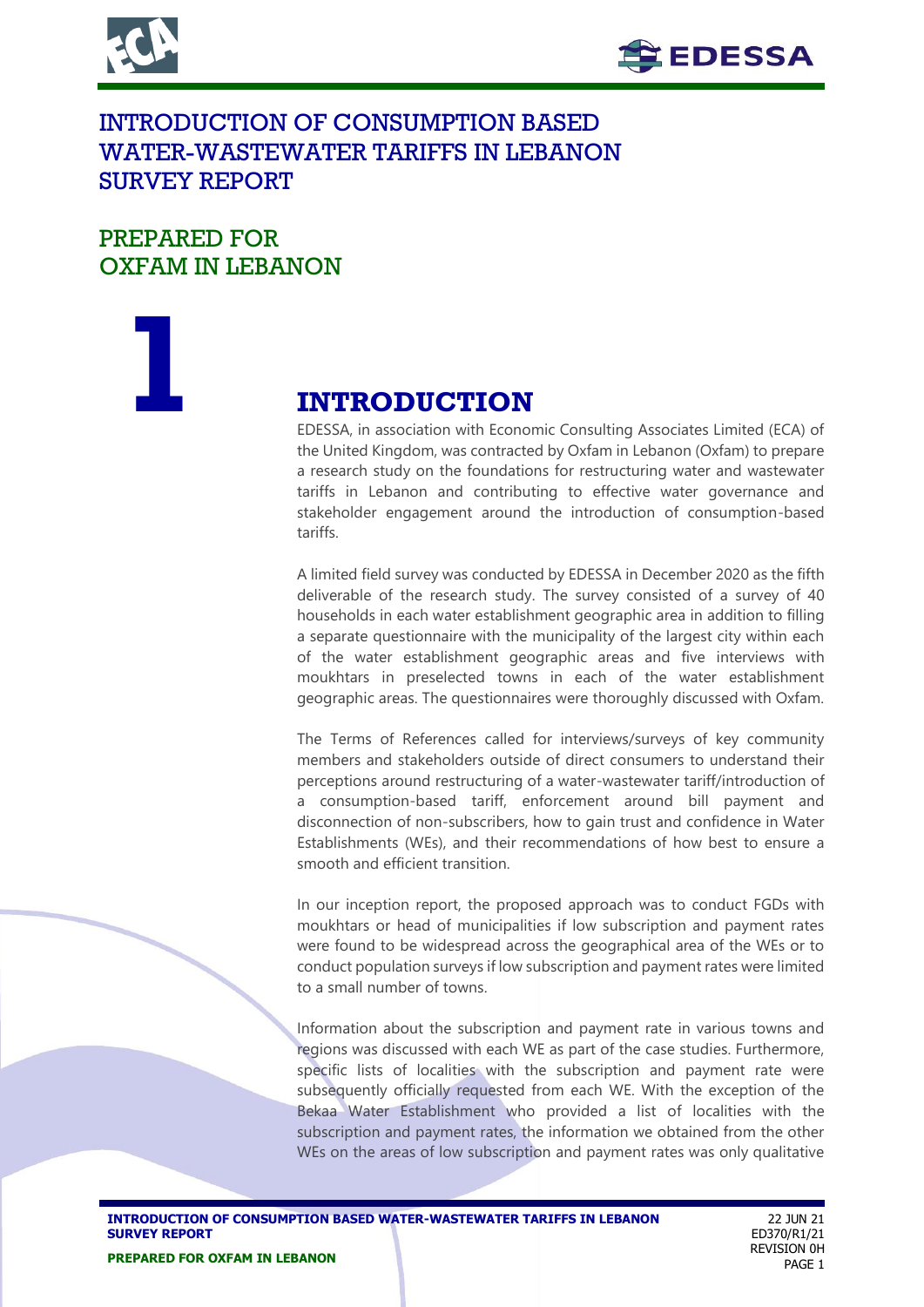# INTRODUCTION OF CONSUMPTION BASED WATER-WASTEWATER TARIFFS IN LEBANON SURVEY REPORT

## PREPARED FOR OXFAM IN LEBANON

# 1 INTRODUCTION

EDESSA, in association with Economic Consulting Associates Limited (ECA) of the United Kingdom, was contracted by Oxfam in Lebanon (Oxfam) to prepare a research study on the foundations for restructuring water and wastewater tariffs in Lebanon and contributing to effective water governance and stakeholder engagement around the introduction of consumption-based tariffs.

A limited field survey was conducted by EDESSA in December 2020 as the fifth deliverable of the research study. The survey consisted of a survey of 40 households in each water establishment geographic area in addition to filling a separate questionnaire with the municipality of the largest city within each of the water establishment geographic areas and five interviews with moukhtars in preselected towns in each of the water establishment geographic areas. The questionnaires were thoroughly discussed with Oxfam.

The Terms of References called for interviews/surveys of key community members and stakeholders outside of direct consumers to understand their perceptions around restructuring of a water-wastewater tariff/introduction of a consumption-based tariff, enforcement around bill payment and disconnection of non-subscribers, how to gain trust and confidence in Water Establishments (WEs), and their recommendations of how best to ensure a smooth and efficient transition.

In our inception report, the proposed approach was to conduct FGDs with moukhtars or head of municipalities if low subscription and payment rates were found to be widespread across the geographical area of the WEs or to conduct population surveys if low subscription and payment rates were limited to a small number of towns.

Information about the subscription and payment rate in various towns and regions was discussed with each WE as part of the case studies. Furthermore, specific lists of localities with the subscription and payment rate were subsequently officially requested from each WE. With the exception of the Bekaa Water Establishment who provided a list of localities with the subscription and payment rates, the information we obtained from the other WEs on the areas of low subscription and payment rates was only qualitative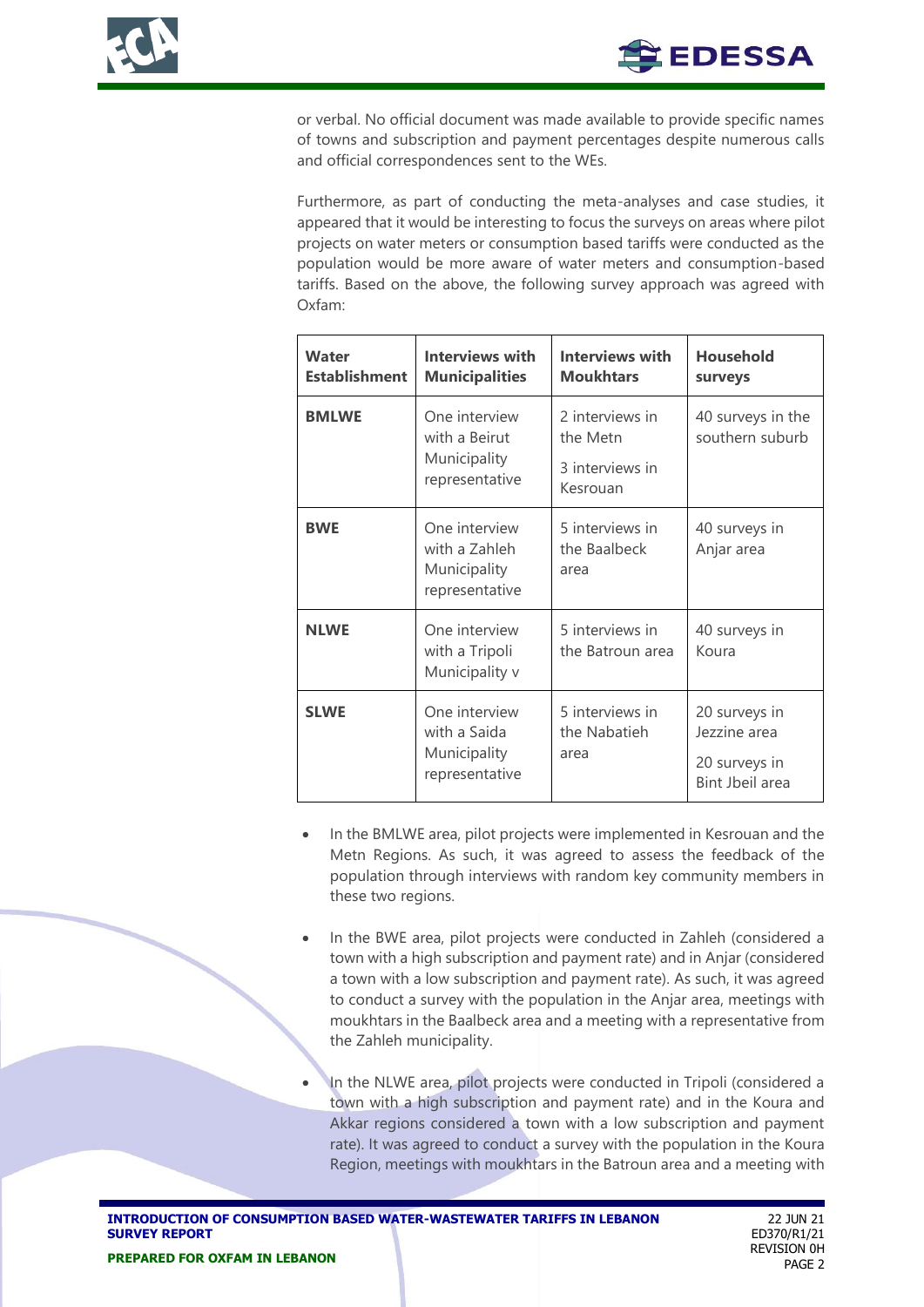or verbal. No official document was made available to provide specific names of towns and subscription and payment percentages despite numerous calls and official correspondences sent to the WEs.

Furthermore, as part of conducting the meta-analyses and case studies, it appeared that it would be interesting to focus the surveys on areas where pilot projects on water meters or consumption based tariffs were conducted as the population would be more aware of water meters and consumption-based tariffs. Based on the above, the following survey approach was agreed with Oxfam:

| Water Establishment | Interviews with Municipalities | Interviews with Moukhtars | Household surveys |
|---|---|---|---|
| **BMLWE** | One interview with a Beirut Municipality representative | 2 interviews in the Metn<br>3 interviews in Kesrouan | 40 surveys in the southern suburb |
| **BWE** | One interview with a Zahleh Municipality representative | 5 interviews in the Baalbeck area | 40 surveys in Anjar area |
| **NLWE** | One interview with a Tripoli Municipality v | 5 interviews in the Batroun area | 40 surveys in Koura |
| **SLWE** | One interview with a Saida Municipality representative | 5 interviews in the Nabatieh area | 20 surveys in Jezzine area<br>20 surveys in Bint Jbeil area |

- In the BMLWE area, pilot projects were implemented in Kesrouan and the Metn Regions. As such, it was agreed to assess the feedback of the population through interviews with random key community members in these two regions.
- In the BWE area, pilot projects were conducted in Zahleh (considered a town with a high subscription and payment rate) and in Anjar (considered a town with a low subscription and payment rate). As such, it was agreed to conduct a survey with the population in the Anjar area, meetings with moukhtars in the Baalbeck area and a meeting with a representative from the Zahleh municipality.
- In the NLWE area, pilot projects were conducted in Tripoli (considered a town with a high subscription and payment rate) and in the Koura and Akkar regions considered a town with a low subscription and payment rate). It was agreed to conduct a survey with the population in the Koura Region, meetings with moukhtars in the Batroun area and a meeting with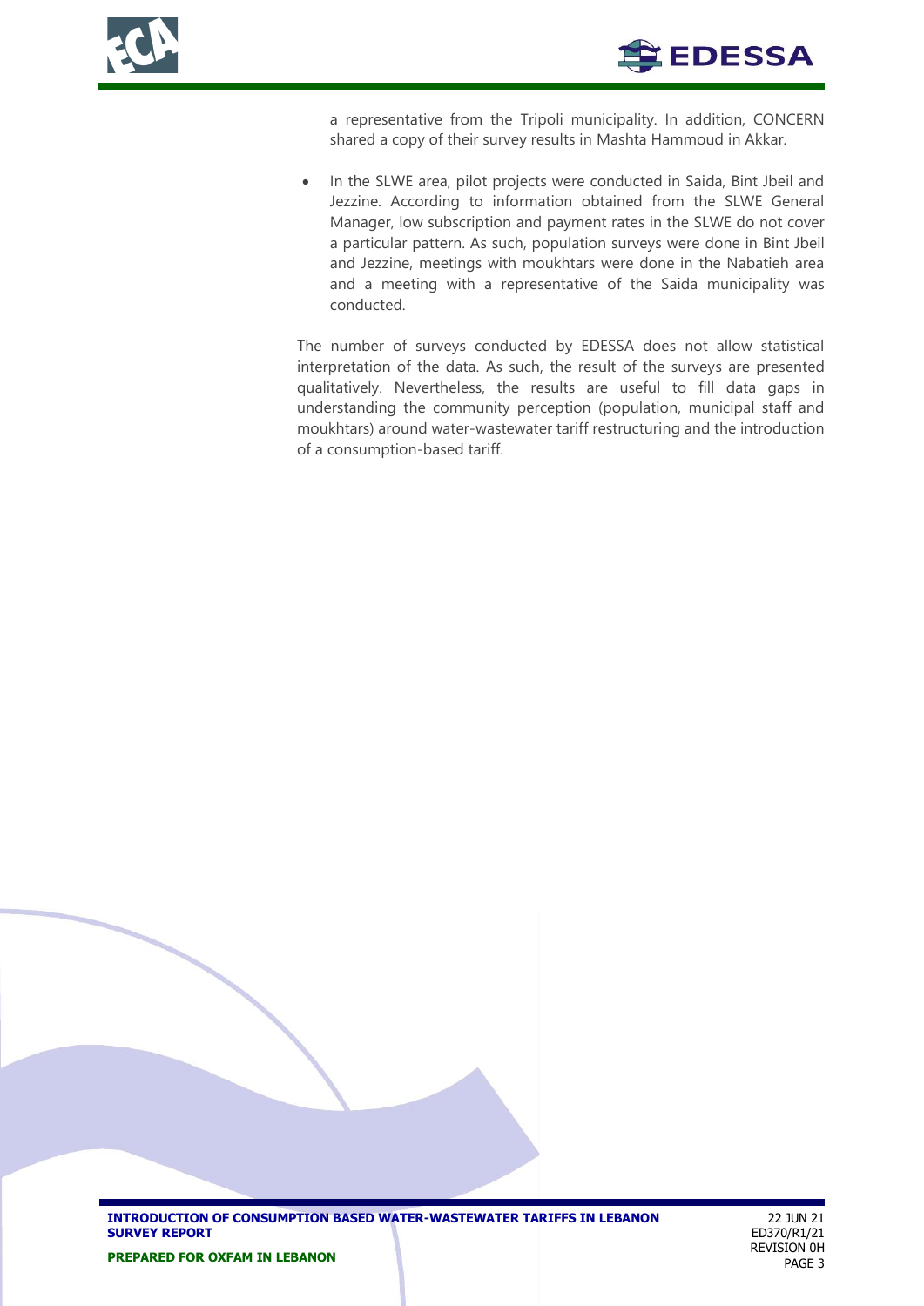a representative from the Tripoli municipality. In addition, CONCERN shared a copy of their survey results in Mashta Hammoud in Akkar.

- In the SLWE area, pilot projects were conducted in Saida, Bint Jbeil and Jezzine. According to information obtained from the SLWE General Manager, low subscription and payment rates in the SLWE do not cover a particular pattern. As such, population surveys were done in Bint Jbeil and Jezzine, meetings with moukhtars were done in the Nabatieh area and a meeting with a representative of the Saida municipality was conducted.

The number of surveys conducted by EDESSA does not allow statistical interpretation of the data. As such, the result of the surveys are presented qualitatively. Nevertheless, the results are useful to fill data gaps in understanding the community perception (population, municipal staff and moukhtars) around water-wastewater tariff restructuring and the introduction of a consumption-based tariff.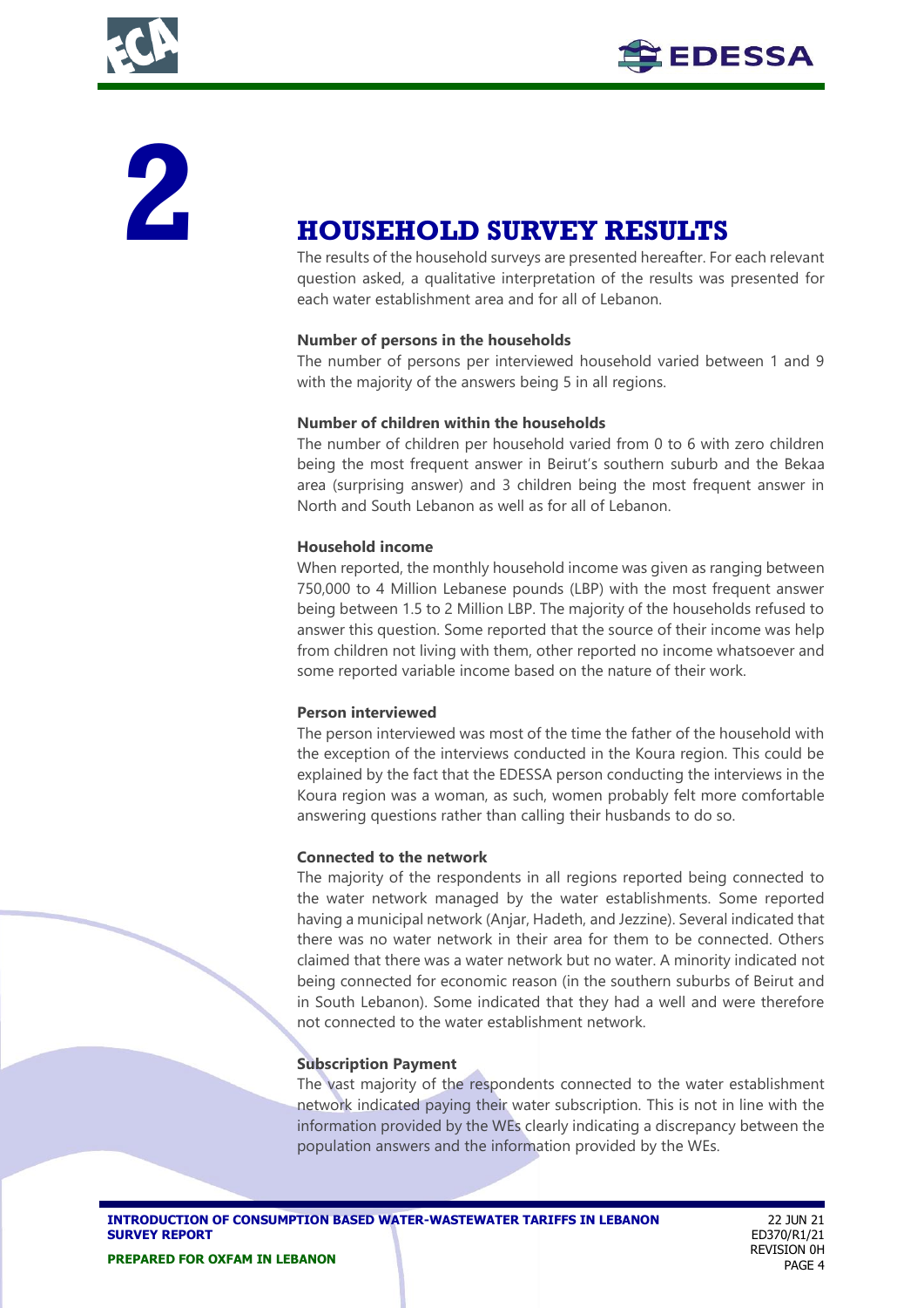# 2 HOUSEHOLD SURVEY RESULTS

The results of the household surveys are presented hereafter. For each relevant question asked, a qualitative interpretation of the results was presented for each water establishment area and for all of Lebanon.

**Number of persons in the households**

The number of persons per interviewed household varied between 1 and 9 with the majority of the answers being 5 in all regions.

**Number of children within the households**

The number of children per household varied from 0 to 6 with zero children being the most frequent answer in Beirut's southern suburb and the Bekaa area (surprising answer) and 3 children being the most frequent answer in North and South Lebanon as well as for all of Lebanon.

**Household income**

When reported, the monthly household income was given as ranging between 750,000 to 4 Million Lebanese pounds (LBP) with the most frequent answer being between 1.5 to 2 Million LBP. The majority of the households refused to answer this question. Some reported that the source of their income was help from children not living with them, other reported no income whatsoever and some reported variable income based on the nature of their work.

**Person interviewed**

The person interviewed was most of the time the father of the household with the exception of the interviews conducted in the Koura region. This could be explained by the fact that the EDESSA person conducting the interviews in the Koura region was a woman, as such, women probably felt more comfortable answering questions rather than calling their husbands to do so.

**Connected to the network**

The majority of the respondents in all regions reported being connected to the water network managed by the water establishments. Some reported having a municipal network (Anjar, Hadeth, and Jezzine). Several indicated that there was no water network in their area for them to be connected. Others claimed that there was a water network but no water. A minority indicated not being connected for economic reason (in the southern suburbs of Beirut and in South Lebanon). Some indicated that they had a well and were therefore not connected to the water establishment network.

**Subscription Payment**

The vast majority of the respondents connected to the water establishment network indicated paying their water subscription. This is not in line with the information provided by the WEs clearly indicating a discrepancy between the population answers and the information provided by the WEs.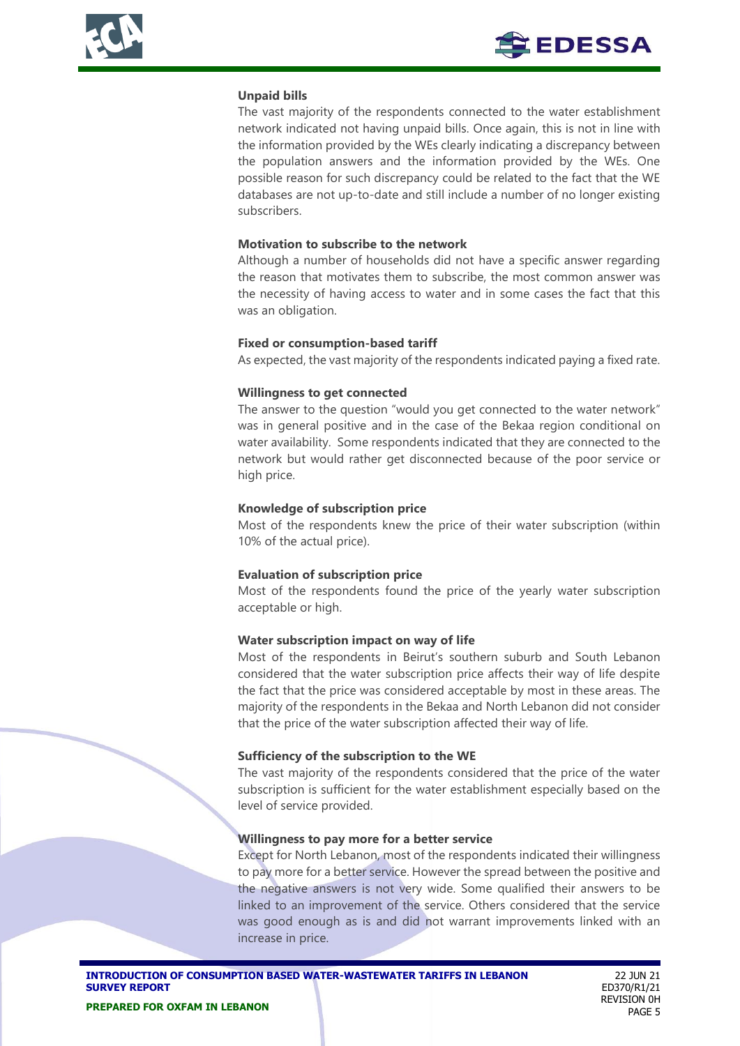**Unpaid bills**

The vast majority of the respondents connected to the water establishment network indicated not having unpaid bills. Once again, this is not in line with the information provided by the WEs clearly indicating a discrepancy between the population answers and the information provided by the WEs. One possible reason for such discrepancy could be related to the fact that the WE databases are not up-to-date and still include a number of no longer existing subscribers.

**Motivation to subscribe to the network**

Although a number of households did not have a specific answer regarding the reason that motivates them to subscribe, the most common answer was the necessity of having access to water and in some cases the fact that this was an obligation.

**Fixed or consumption-based tariff**

As expected, the vast majority of the respondents indicated paying a fixed rate.

**Willingness to get connected**

The answer to the question "would you get connected to the water network" was in general positive and in the case of the Bekaa region conditional on water availability. Some respondents indicated that they are connected to the network but would rather get disconnected because of the poor service or high price.

**Knowledge of subscription price**

Most of the respondents knew the price of their water subscription (within 10% of the actual price).

**Evaluation of subscription price**

Most of the respondents found the price of the yearly water subscription acceptable or high.

**Water subscription impact on way of life**

Most of the respondents in Beirut's southern suburb and South Lebanon considered that the water subscription price affects their way of life despite the fact that the price was considered acceptable by most in these areas. The majority of the respondents in the Bekaa and North Lebanon did not consider that the price of the water subscription affected their way of life.

**Sufficiency of the subscription to the WE**

The vast majority of the respondents considered that the price of the water subscription is sufficient for the water establishment especially based on the level of service provided.

**Willingness to pay more for a better service**

Except for North Lebanon, most of the respondents indicated their willingness to pay more for a better service. However the spread between the positive and the negative answers is not very wide. Some qualified their answers to be linked to an improvement of the service. Others considered that the service was good enough as is and did not warrant improvements linked with an increase in price.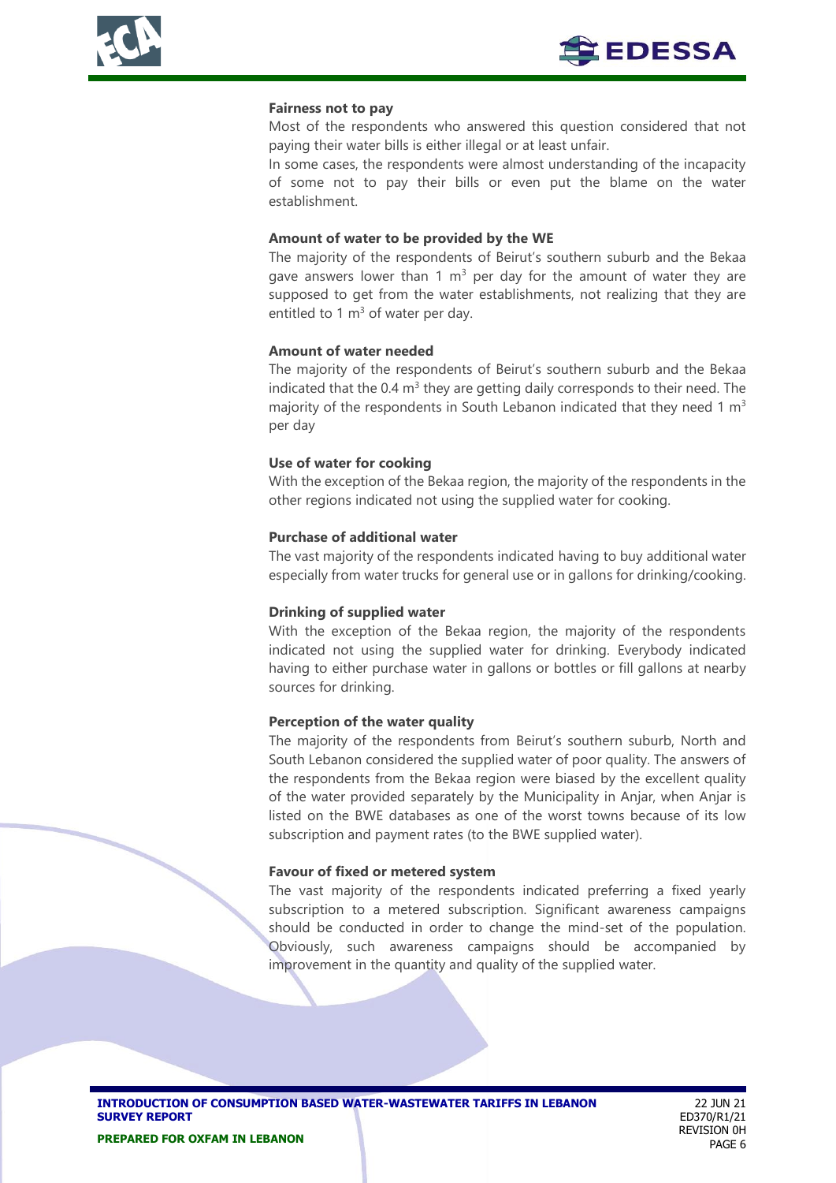**Fairness not to pay**

Most of the respondents who answered this question considered that not paying their water bills is either illegal or at least unfair.

In some cases, the respondents were almost understanding of the incapacity of some not to pay their bills or even put the blame on the water establishment.

**Amount of water to be provided by the WE**

The majority of the respondents of Beirut's southern suburb and the Bekaa gave answers lower than 1 $m^3$ per day for the amount of water they are supposed to get from the water establishments, not realizing that they are entitled to 1 $m^3$ of water per day.

**Amount of water needed**

The majority of the respondents of Beirut's southern suburb and the Bekaa indicated that the 0.4 $m^3$ they are getting daily corresponds to their need. The majority of the respondents in South Lebanon indicated that they need 1 $m^3$ per day

**Use of water for cooking**

With the exception of the Bekaa region, the majority of the respondents in the other regions indicated not using the supplied water for cooking.

**Purchase of additional water**

The vast majority of the respondents indicated having to buy additional water especially from water trucks for general use or in gallons for drinking/cooking.

**Drinking of supplied water**

With the exception of the Bekaa region, the majority of the respondents indicated not using the supplied water for drinking. Everybody indicated having to either purchase water in gallons or bottles or fill gallons at nearby sources for drinking.

**Perception of the water quality**

The majority of the respondents from Beirut's southern suburb, North and South Lebanon considered the supplied water of poor quality. The answers of the respondents from the Bekaa region were biased by the excellent quality of the water provided separately by the Municipality in Anjar, when Anjar is listed on the BWE databases as one of the worst towns because of its low subscription and payment rates (to the BWE supplied water).

**Favour of fixed or metered system**

The vast majority of the respondents indicated preferring a fixed yearly subscription to a metered subscription. Significant awareness campaigns should be conducted in order to change the mind-set of the population. Obviously, such awareness campaigns should be accompanied by improvement in the quantity and quality of the supplied water.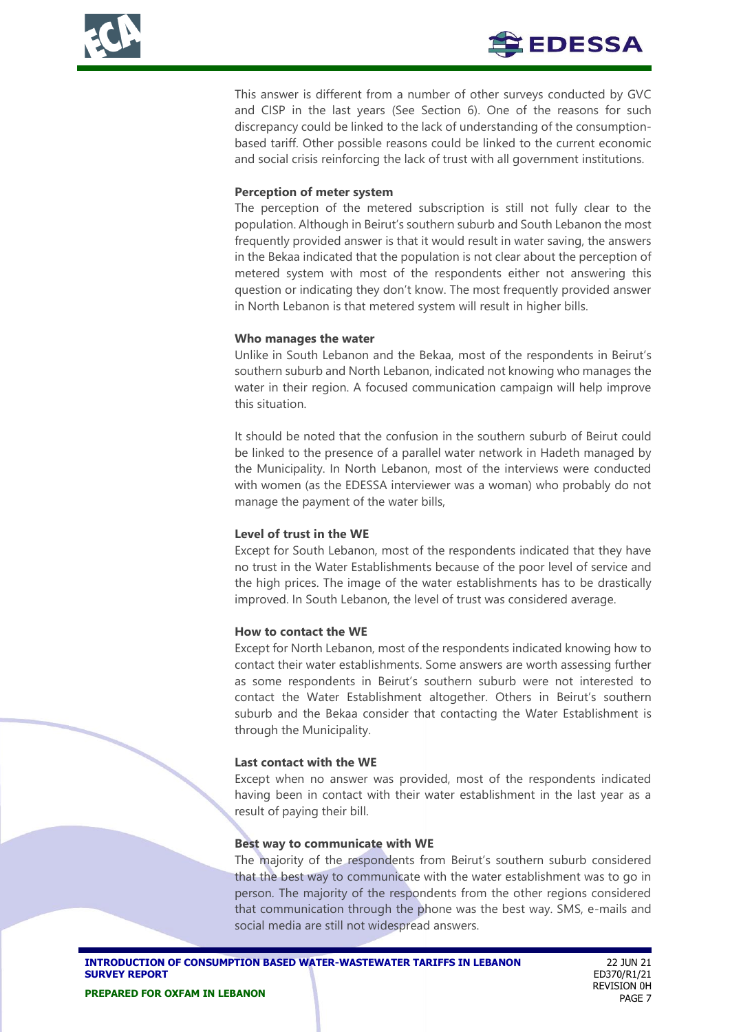This answer is different from a number of other surveys conducted by GVC and CISP in the last years (See Section 6). One of the reasons for such discrepancy could be linked to the lack of understanding of the consumption-based tariff. Other possible reasons could be linked to the current economic and social crisis reinforcing the lack of trust with all government institutions.

**Perception of meter system**

The perception of the metered subscription is still not fully clear to the population. Although in Beirut's southern suburb and South Lebanon the most frequently provided answer is that it would result in water saving, the answers in the Bekaa indicated that the population is not clear about the perception of metered system with most of the respondents either not answering this question or indicating they don't know. The most frequently provided answer in North Lebanon is that metered system will result in higher bills.

**Who manages the water**

Unlike in South Lebanon and the Bekaa, most of the respondents in Beirut's southern suburb and North Lebanon, indicated not knowing who manages the water in their region. A focused communication campaign will help improve this situation.

It should be noted that the confusion in the southern suburb of Beirut could be linked to the presence of a parallel water network in Hadeth managed by the Municipality. In North Lebanon, most of the interviews were conducted with women (as the EDESSA interviewer was a woman) who probably do not manage the payment of the water bills,

**Level of trust in the WE**

Except for South Lebanon, most of the respondents indicated that they have no trust in the Water Establishments because of the poor level of service and the high prices. The image of the water establishments has to be drastically improved. In South Lebanon, the level of trust was considered average.

**How to contact the WE**

Except for North Lebanon, most of the respondents indicated knowing how to contact their water establishments. Some answers are worth assessing further as some respondents in Beirut's southern suburb were not interested to contact the Water Establishment altogether. Others in Beirut's southern suburb and the Bekaa consider that contacting the Water Establishment is through the Municipality.

**Last contact with the WE**

Except when no answer was provided, most of the respondents indicated having been in contact with their water establishment in the last year as a result of paying their bill.

**Best way to communicate with WE**

The majority of the respondents from Beirut's southern suburb considered that the best way to communicate with the water establishment was to go in person. The majority of the respondents from the other regions considered that communication through the phone was the best way. SMS, e-mails and social media are still not widespread answers.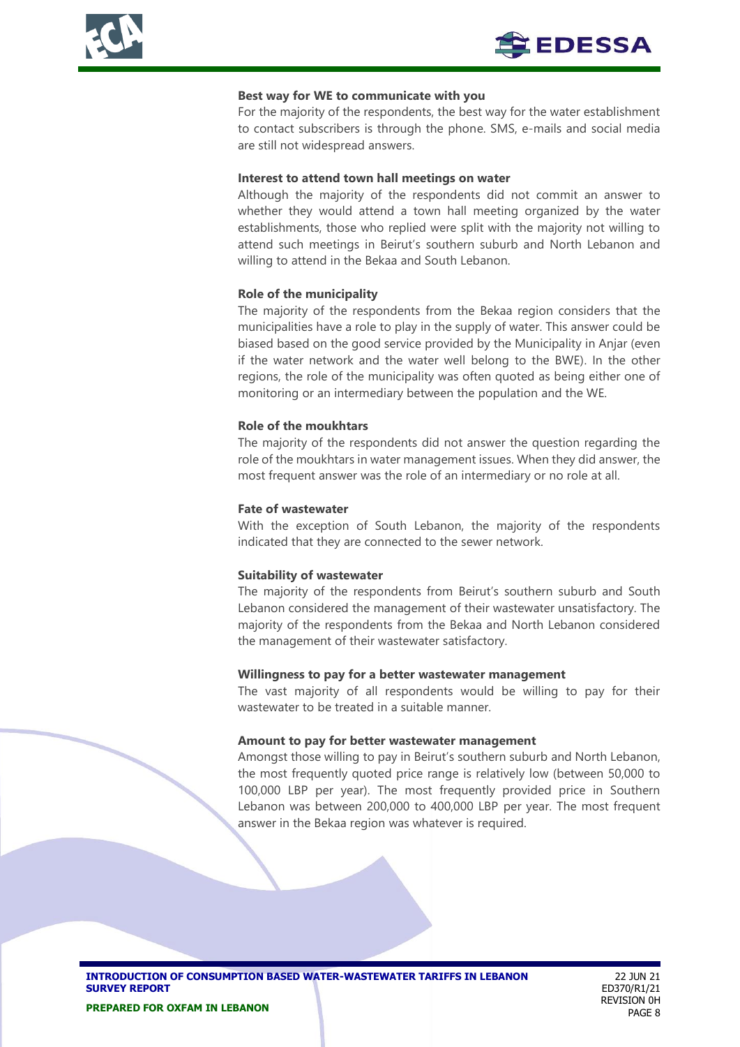**Best way for WE to communicate with you**

For the majority of the respondents, the best way for the water establishment to contact subscribers is through the phone. SMS, e-mails and social media are still not widespread answers.

**Interest to attend town hall meetings on water**

Although the majority of the respondents did not commit an answer to whether they would attend a town hall meeting organized by the water establishments, those who replied were split with the majority not willing to attend such meetings in Beirut's southern suburb and North Lebanon and willing to attend in the Bekaa and South Lebanon.

**Role of the municipality**

The majority of the respondents from the Bekaa region considers that the municipalities have a role to play in the supply of water. This answer could be biased based on the good service provided by the Municipality in Anjar (even if the water network and the water well belong to the BWE). In the other regions, the role of the municipality was often quoted as being either one of monitoring or an intermediary between the population and the WE.

**Role of the moukhtars**

The majority of the respondents did not answer the question regarding the role of the moukhtars in water management issues. When they did answer, the most frequent answer was the role of an intermediary or no role at all.

**Fate of wastewater**

With the exception of South Lebanon, the majority of the respondents indicated that they are connected to the sewer network.

**Suitability of wastewater**

The majority of the respondents from Beirut's southern suburb and South Lebanon considered the management of their wastewater unsatisfactory. The majority of the respondents from the Bekaa and North Lebanon considered the management of their wastewater satisfactory.

**Willingness to pay for a better wastewater management**

The vast majority of all respondents would be willing to pay for their wastewater to be treated in a suitable manner.

**Amount to pay for better wastewater management**

Amongst those willing to pay in Beirut's southern suburb and North Lebanon, the most frequently quoted price range is relatively low (between 50,000 to 100,000 LBP per year). The most frequently provided price in Southern Lebanon was between 200,000 to 400,000 LBP per year. The most frequent answer in the Bekaa region was whatever is required.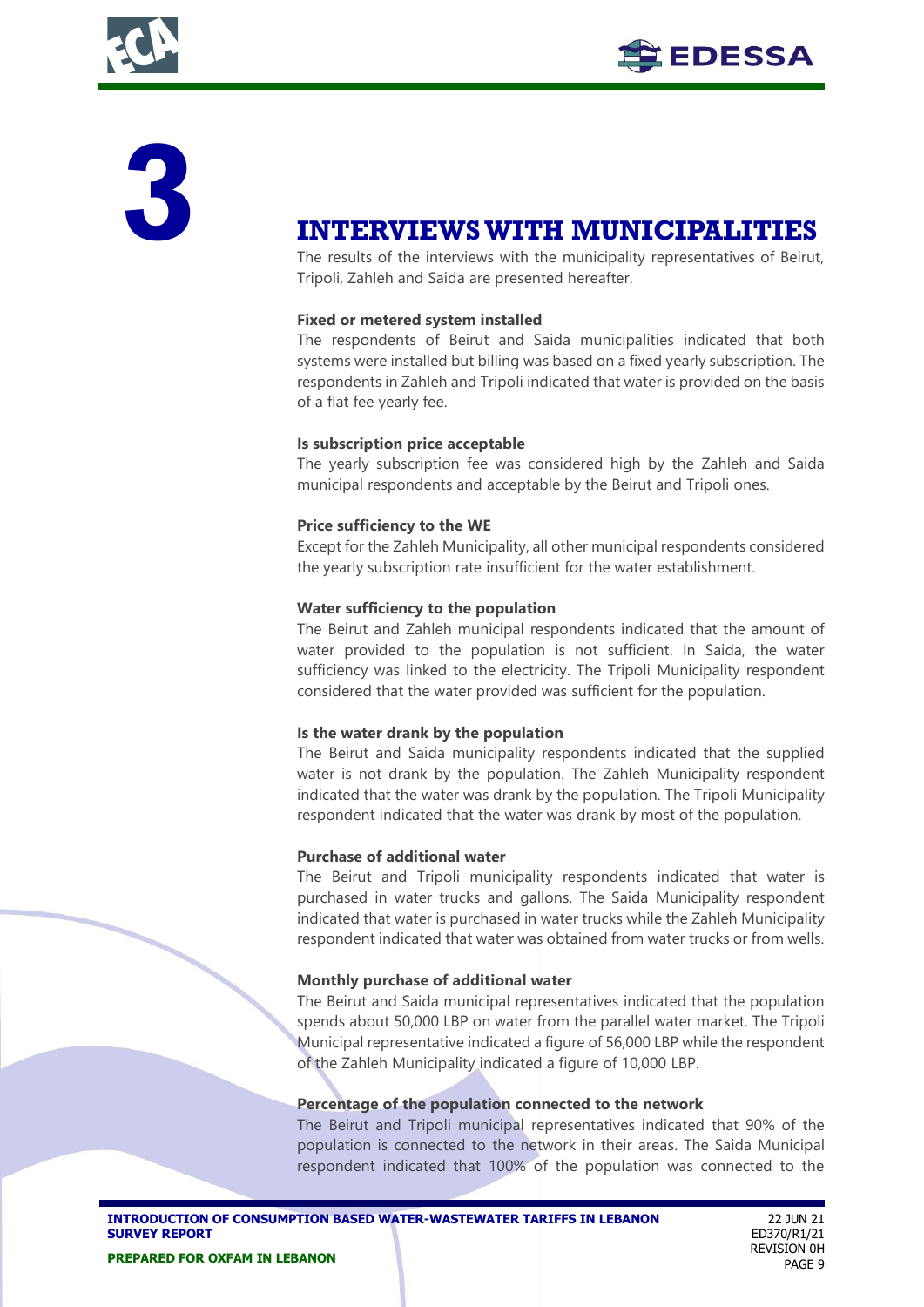# 3 INTERVIEWS WITH MUNICIPALITIES

The results of the interviews with the municipality representatives of Beirut, Tripoli, Zahleh and Saida are presented hereafter.

**Fixed or metered system installed**

The respondents of Beirut and Saida municipalities indicated that both systems were installed but billing was based on a fixed yearly subscription. The respondents in Zahleh and Tripoli indicated that water is provided on the basis of a flat fee yearly fee.

**Is subscription price acceptable**

The yearly subscription fee was considered high by the Zahleh and Saida municipal respondents and acceptable by the Beirut and Tripoli ones.

**Price sufficiency to the WE**

Except for the Zahleh Municipality, all other municipal respondents considered the yearly subscription rate insufficient for the water establishment.

**Water sufficiency to the population**

The Beirut and Zahleh municipal respondents indicated that the amount of water provided to the population is not sufficient. In Saida, the water sufficiency was linked to the electricity. The Tripoli Municipality respondent considered that the water provided was sufficient for the population.

**Is the water drank by the population**

The Beirut and Saida municipality respondents indicated that the supplied water is not drank by the population. The Zahleh Municipality respondent indicated that the water was drank by the population. The Tripoli Municipality respondent indicated that the water was drank by most of the population.

**Purchase of additional water**

The Beirut and Tripoli municipality respondents indicated that water is purchased in water trucks and gallons. The Saida Municipality respondent indicated that water is purchased in water trucks while the Zahleh Municipality respondent indicated that water was obtained from water trucks or from wells.

**Monthly purchase of additional water**

The Beirut and Saida municipal representatives indicated that the population spends about 50,000 LBP on water from the parallel water market. The Tripoli Municipal representative indicated a figure of 56,000 LBP while the respondent of the Zahleh Municipality indicated a figure of 10,000 LBP.

**Percentage of the population connected to the network**

The Beirut and Tripoli municipal representatives indicated that 90% of the population is connected to the network in their areas. The Saida Municipal respondent indicated that 100% of the population was connected to the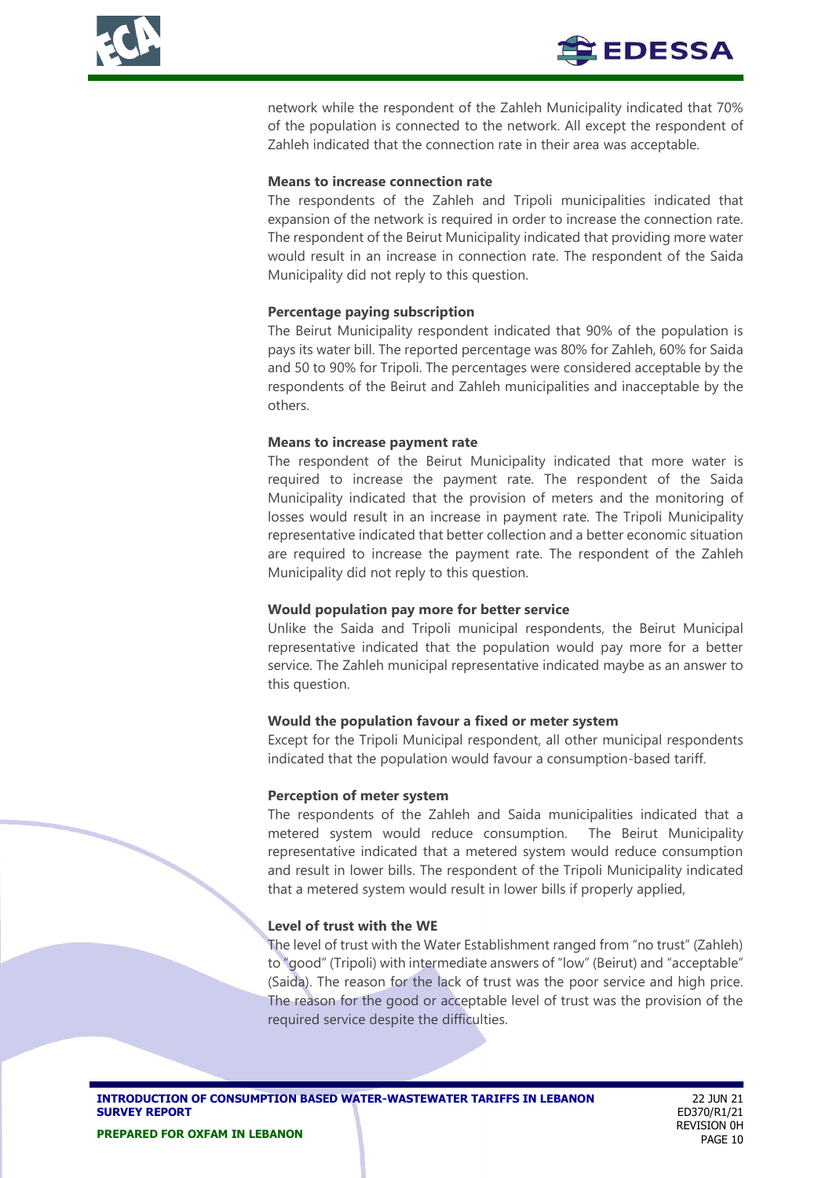network while the respondent of the Zahleh Municipality indicated that 70% of the population is connected to the network. All except the respondent of Zahleh indicated that the connection rate in their area was acceptable.

**Means to increase connection rate**

The respondents of the Zahleh and Tripoli municipalities indicated that expansion of the network is required in order to increase the connection rate. The respondent of the Beirut Municipality indicated that providing more water would result in an increase in connection rate. The respondent of the Saida Municipality did not reply to this question.

**Percentage paying subscription**

The Beirut Municipality respondent indicated that 90% of the population is pays its water bill. The reported percentage was 80% for Zahleh, 60% for Saida and 50 to 90% for Tripoli. The percentages were considered acceptable by the respondents of the Beirut and Zahleh municipalities and inacceptable by the others.

**Means to increase payment rate**

The respondent of the Beirut Municipality indicated that more water is required to increase the payment rate. The respondent of the Saida Municipality indicated that the provision of meters and the monitoring of losses would result in an increase in payment rate. The Tripoli Municipality representative indicated that better collection and a better economic situation are required to increase the payment rate. The respondent of the Zahleh Municipality did not reply to this question.

**Would population pay more for better service**

Unlike the Saida and Tripoli municipal respondents, the Beirut Municipal representative indicated that the population would pay more for a better service. The Zahleh municipal representative indicated maybe as an answer to this question.

**Would the population favour a fixed or meter system**

Except for the Tripoli Municipal respondent, all other municipal respondents indicated that the population would favour a consumption-based tariff.

**Perception of meter system**

The respondents of the Zahleh and Saida municipalities indicated that a metered system would reduce consumption. The Beirut Municipality representative indicated that a metered system would reduce consumption and result in lower bills. The respondent of the Tripoli Municipality indicated that a metered system would result in lower bills if properly applied,

**Level of trust with the WE**

The level of trust with the Water Establishment ranged from "no trust" (Zahleh) to "good" (Tripoli) with intermediate answers of "low" (Beirut) and "acceptable" (Saida). The reason for the lack of trust was the poor service and high price. The reason for the good or acceptable level of trust was the provision of the required service despite the difficulties.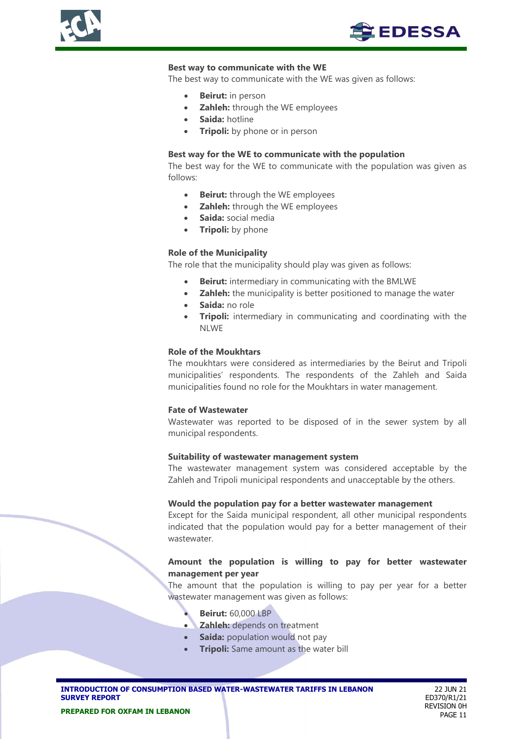**Best way to communicate with the WE**

The best way to communicate with the WE was given as follows:

- **Beirut:** in person
- **Zahleh:** through the WE employees
- **Saida:** hotline
- **Tripoli:** by phone or in person

**Best way for the WE to communicate with the population**

The best way for the WE to communicate with the population was given as follows:

- **Beirut:** through the WE employees
- **Zahleh:** through the WE employees
- **Saida:** social media
- **Tripoli:** by phone

**Role of the Municipality**

The role that the municipality should play was given as follows:

- **Beirut:** intermediary in communicating with the BMLWE
- **Zahleh:** the municipality is better positioned to manage the water
- **Saida:** no role
- **Tripoli:** intermediary in communicating and coordinating with the NLWE

**Role of the Moukhtars**

The moukhtars were considered as intermediaries by the Beirut and Tripoli municipalities' respondents. The respondents of the Zahleh and Saida municipalities found no role for the Moukhtars in water management.

**Fate of Wastewater**

Wastewater was reported to be disposed of in the sewer system by all municipal respondents.

**Suitability of wastewater management system**

The wastewater management system was considered acceptable by the Zahleh and Tripoli municipal respondents and unacceptable by the others.

**Would the population pay for a better wastewater management**

Except for the Saida municipal respondent, all other municipal respondents indicated that the population would pay for a better management of their wastewater.

**Amount the population is willing to pay for better wastewater management per year**

The amount that the population is willing to pay per year for a better wastewater management was given as follows:

- **Beirut:** 60,000 LBP
- **Zahleh:** depends on treatment
- **Saida:** population would not pay
- **Tripoli:** Same amount as the water bill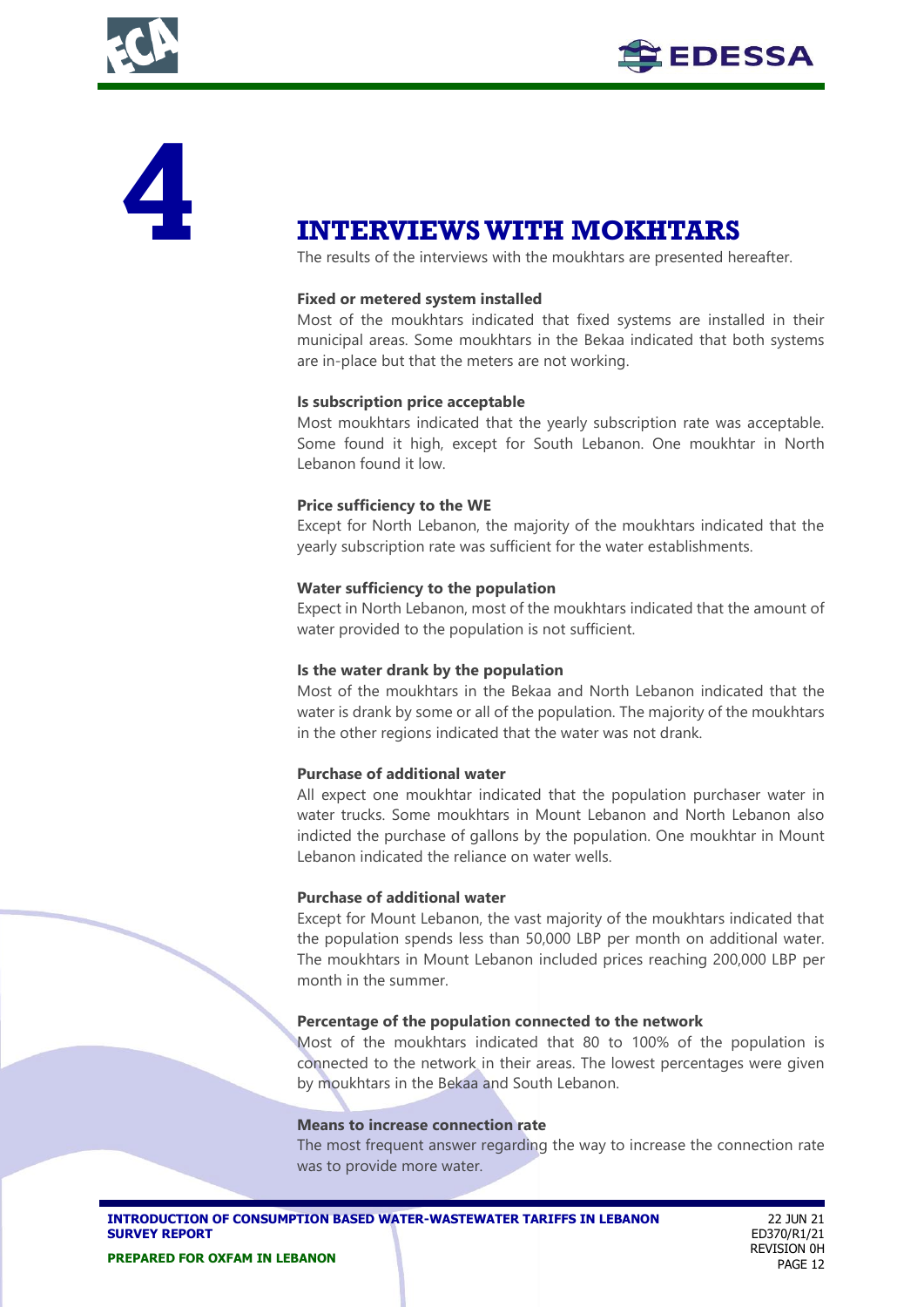# 4 INTERVIEWS WITH MOKHTARS

The results of the interviews with the moukhtars are presented hereafter.

**Fixed or metered system installed**

Most of the moukhtars indicated that fixed systems are installed in their municipal areas. Some moukhtars in the Bekaa indicated that both systems are in-place but that the meters are not working.

**Is subscription price acceptable**

Most moukhtars indicated that the yearly subscription rate was acceptable. Some found it high, except for South Lebanon. One moukhtar in North Lebanon found it low.

**Price sufficiency to the WE**

Except for North Lebanon, the majority of the moukhtars indicated that the yearly subscription rate was sufficient for the water establishments.

**Water sufficiency to the population**

Expect in North Lebanon, most of the moukhtars indicated that the amount of water provided to the population is not sufficient.

**Is the water drank by the population**

Most of the moukhtars in the Bekaa and North Lebanon indicated that the water is drank by some or all of the population. The majority of the moukhtars in the other regions indicated that the water was not drank.

**Purchase of additional water**

All expect one moukhtar indicated that the population purchaser water in water trucks. Some moukhtars in Mount Lebanon and North Lebanon also indicted the purchase of gallons by the population. One moukhtar in Mount Lebanon indicated the reliance on water wells.

**Purchase of additional water**

Except for Mount Lebanon, the vast majority of the moukhtars indicated that the population spends less than 50,000 LBP per month on additional water. The moukhtars in Mount Lebanon included prices reaching 200,000 LBP per month in the summer.

**Percentage of the population connected to the network**

Most of the moukhtars indicated that 80 to 100% of the population is connected to the network in their areas. The lowest percentages were given by moukhtars in the Bekaa and South Lebanon.

**Means to increase connection rate**

The most frequent answer regarding the way to increase the connection rate was to provide more water.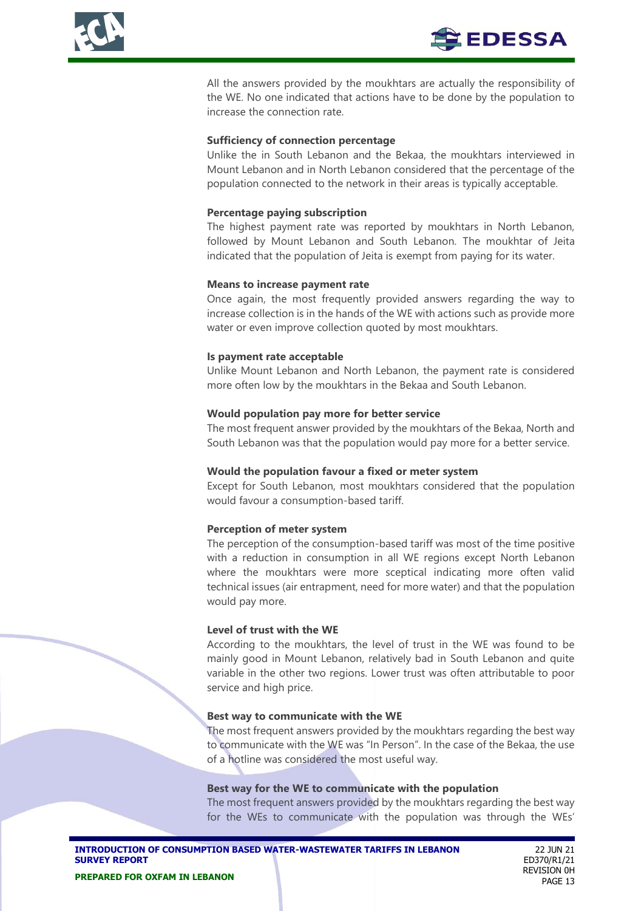All the answers provided by the moukhtars are actually the responsibility of the WE. No one indicated that actions have to be done by the population to increase the connection rate.

**Sufficiency of connection percentage**

Unlike the in South Lebanon and the Bekaa, the moukhtars interviewed in Mount Lebanon and in North Lebanon considered that the percentage of the population connected to the network in their areas is typically acceptable.

**Percentage paying subscription**

The highest payment rate was reported by moukhtars in North Lebanon, followed by Mount Lebanon and South Lebanon. The moukhtar of Jeita indicated that the population of Jeita is exempt from paying for its water.

**Means to increase payment rate**

Once again, the most frequently provided answers regarding the way to increase collection is in the hands of the WE with actions such as provide more water or even improve collection quoted by most moukhtars.

**Is payment rate acceptable**

Unlike Mount Lebanon and North Lebanon, the payment rate is considered more often low by the moukhtars in the Bekaa and South Lebanon.

**Would population pay more for better service**

The most frequent answer provided by the moukhtars of the Bekaa, North and South Lebanon was that the population would pay more for a better service.

**Would the population favour a fixed or meter system**

Except for South Lebanon, most moukhtars considered that the population would favour a consumption-based tariff.

**Perception of meter system**

The perception of the consumption-based tariff was most of the time positive with a reduction in consumption in all WE regions except North Lebanon where the moukhtars were more sceptical indicating more often valid technical issues (air entrapment, need for more water) and that the population would pay more.

**Level of trust with the WE**

According to the moukhtars, the level of trust in the WE was found to be mainly good in Mount Lebanon, relatively bad in South Lebanon and quite variable in the other two regions. Lower trust was often attributable to poor service and high price.

**Best way to communicate with the WE**

The most frequent answers provided by the moukhtars regarding the best way to communicate with the WE was "In Person". In the case of the Bekaa, the use of a hotline was considered the most useful way.

**Best way for the WE to communicate with the population**

The most frequent answers provided by the moukhtars regarding the best way for the WEs to communicate with the population was through the WEs'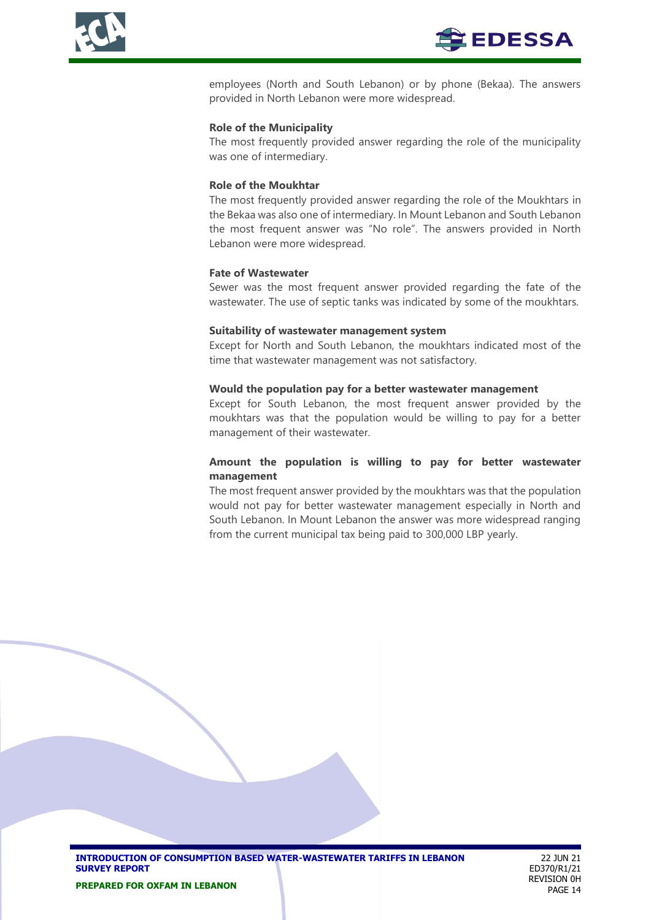employees (North and South Lebanon) or by phone (Bekaa). The answers provided in North Lebanon were more widespread.

**Role of the Municipality**

The most frequently provided answer regarding the role of the municipality was one of intermediary.

**Role of the Moukhtar**

The most frequently provided answer regarding the role of the Moukhtars in the Bekaa was also one of intermediary. In Mount Lebanon and South Lebanon the most frequent answer was "No role". The answers provided in North Lebanon were more widespread.

**Fate of Wastewater**

Sewer was the most frequent answer provided regarding the fate of the wastewater. The use of septic tanks was indicated by some of the moukhtars.

**Suitability of wastewater management system**

Except for North and South Lebanon, the moukhtars indicated most of the time that wastewater management was not satisfactory.

**Would the population pay for a better wastewater management**

Except for South Lebanon, the most frequent answer provided by the moukhtars was that the population would be willing to pay for a better management of their wastewater.

**Amount the population is willing to pay for better wastewater management**

The most frequent answer provided by the moukhtars was that the population would not pay for better wastewater management especially in North and South Lebanon. In Mount Lebanon the answer was more widespread ranging from the current municipal tax being paid to 300,000 LBP yearly.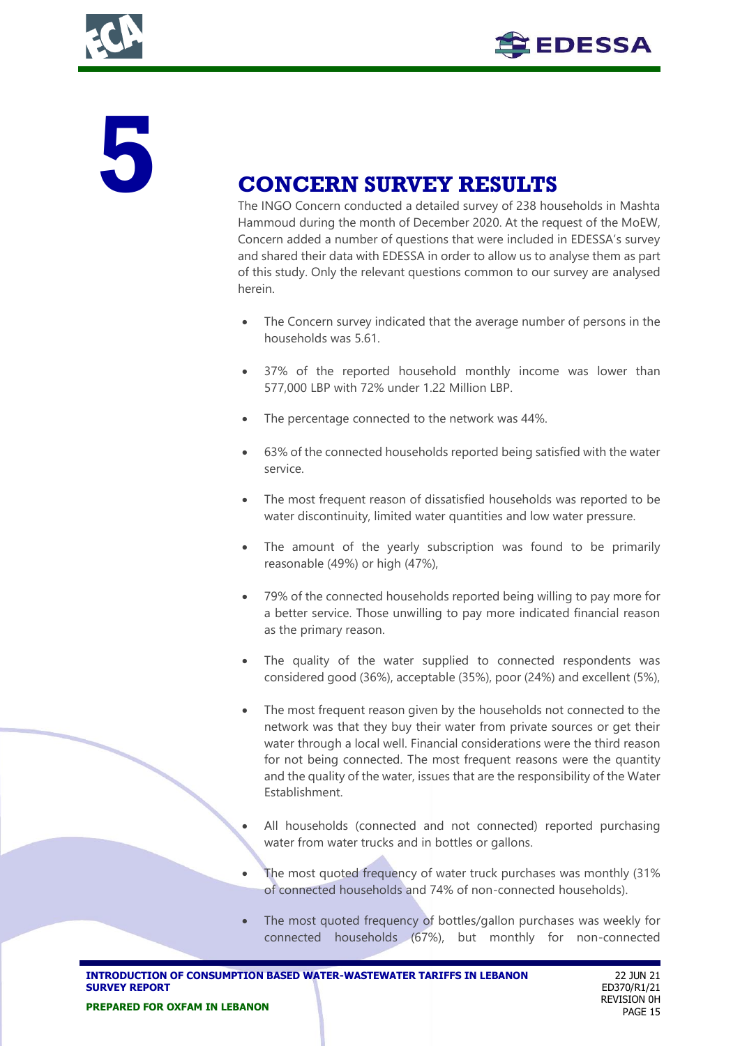# 5 CONCERN SURVEY RESULTS

The INGO Concern conducted a detailed survey of 238 households in Mashta Hammoud during the month of December 2020. At the request of the MoEW, Concern added a number of questions that were included in EDESSA's survey and shared their data with EDESSA in order to allow us to analyse them as part of this study. Only the relevant questions common to our survey are analysed herein.

- The Concern survey indicated that the average number of persons in the households was 5.61.
- 37% of the reported household monthly income was lower than 577,000 LBP with 72% under 1.22 Million LBP.
- The percentage connected to the network was 44%.
- 63% of the connected households reported being satisfied with the water service.
- The most frequent reason of dissatisfied households was reported to be water discontinuity, limited water quantities and low water pressure.
- The amount of the yearly subscription was found to be primarily reasonable (49%) or high (47%),
- 79% of the connected households reported being willing to pay more for a better service. Those unwilling to pay more indicated financial reason as the primary reason.
- The quality of the water supplied to connected respondents was considered good (36%), acceptable (35%), poor (24%) and excellent (5%),
- The most frequent reason given by the households not connected to the network was that they buy their water from private sources or get their water through a local well. Financial considerations were the third reason for not being connected. The most frequent reasons were the quantity and the quality of the water, issues that are the responsibility of the Water Establishment.
- All households (connected and not connected) reported purchasing water from water trucks and in bottles or gallons.
- The most quoted frequency of water truck purchases was monthly (31% of connected households and 74% of non-connected households).
- The most quoted frequency of bottles/gallon purchases was weekly for connected households (67%), but monthly for non-connected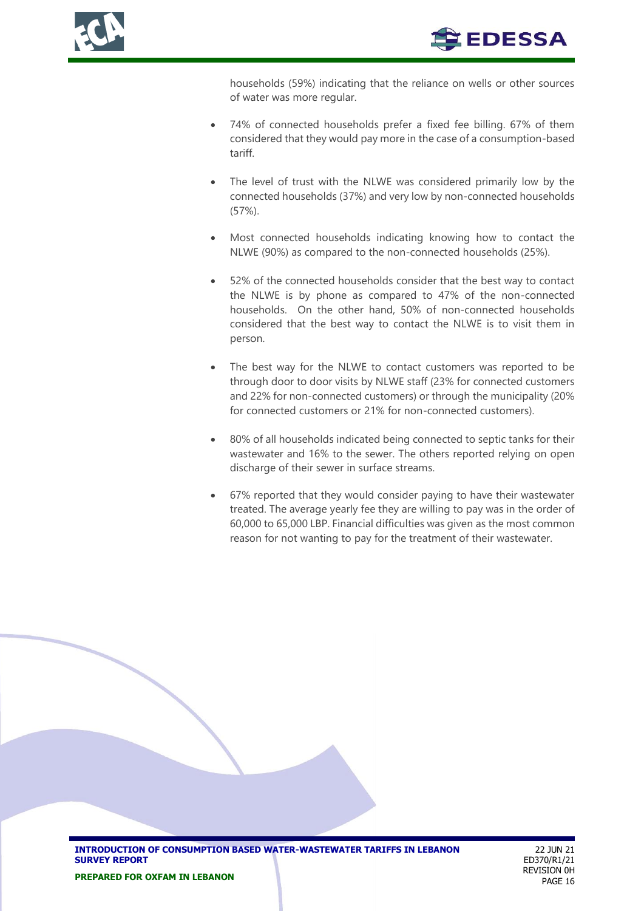households (59%) indicating that the reliance on wells or other sources of water was more regular.

- 74% of connected households prefer a fixed fee billing. 67% of them considered that they would pay more in the case of a consumption-based tariff.
- The level of trust with the NLWE was considered primarily low by the connected households (37%) and very low by non-connected households (57%).
- Most connected households indicating knowing how to contact the NLWE (90%) as compared to the non-connected households (25%).
- 52% of the connected households consider that the best way to contact the NLWE is by phone as compared to 47% of the non-connected households. On the other hand, 50% of non-connected households considered that the best way to contact the NLWE is to visit them in person.
- The best way for the NLWE to contact customers was reported to be through door to door visits by NLWE staff (23% for connected customers and 22% for non-connected customers) or through the municipality (20% for connected customers or 21% for non-connected customers).
- 80% of all households indicated being connected to septic tanks for their wastewater and 16% to the sewer. The others reported relying on open discharge of their sewer in surface streams.
- 67% reported that they would consider paying to have their wastewater treated. The average yearly fee they are willing to pay was in the order of 60,000 to 65,000 LBP. Financial difficulties was given as the most common reason for not wanting to pay for the treatment of their wastewater.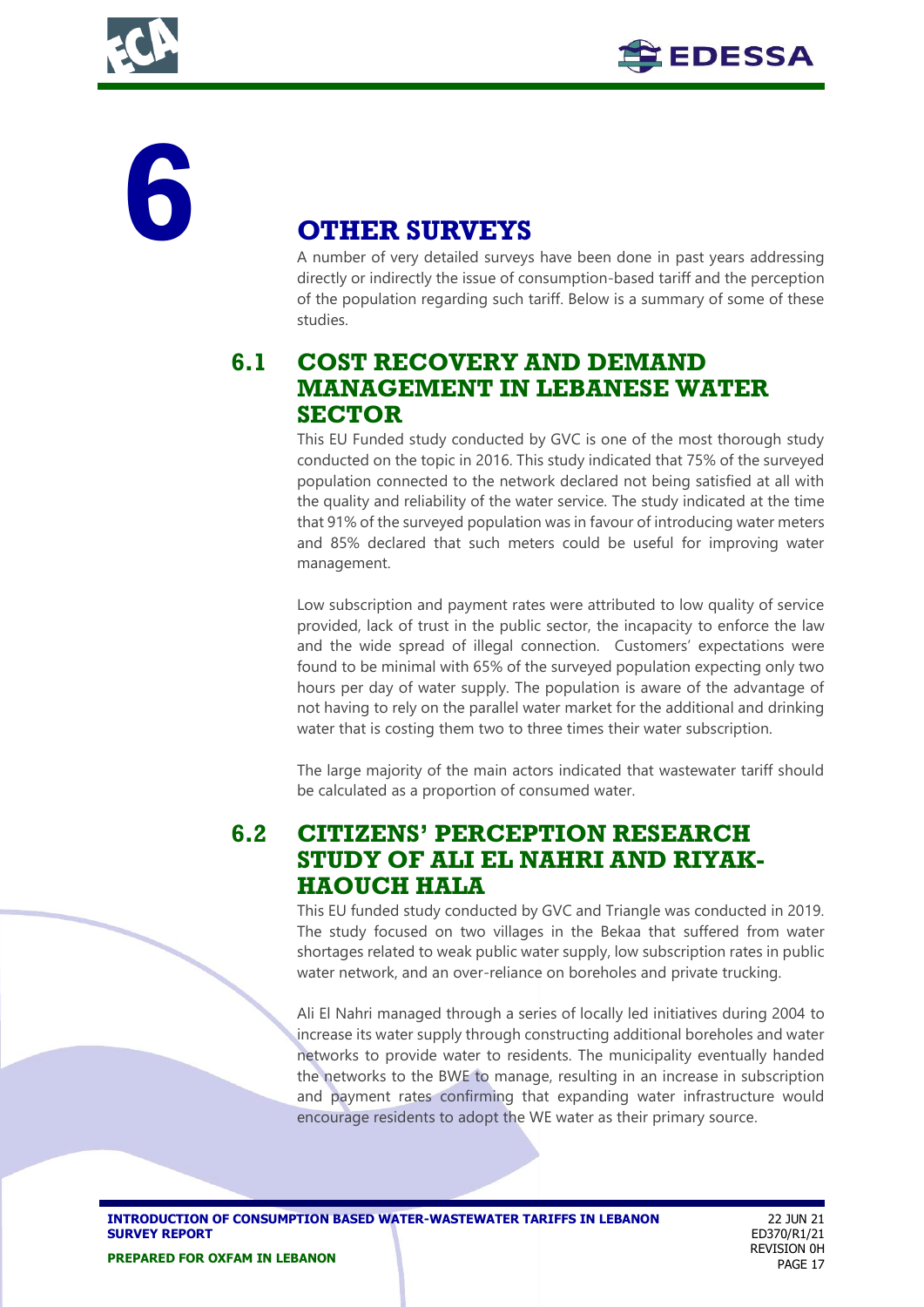# 6 OTHER SURVEYS

A number of very detailed surveys have been done in past years addressing directly or indirectly the issue of consumption-based tariff and the perception of the population regarding such tariff. Below is a summary of some of these studies.

## 6.1 COST RECOVERY AND DEMAND MANAGEMENT IN LEBANESE WATER SECTOR

This EU Funded study conducted by GVC is one of the most thorough study conducted on the topic in 2016. This study indicated that 75% of the surveyed population connected to the network declared not being satisfied at all with the quality and reliability of the water service. The study indicated at the time that 91% of the surveyed population was in favour of introducing water meters and 85% declared that such meters could be useful for improving water management.

Low subscription and payment rates were attributed to low quality of service provided, lack of trust in the public sector, the incapacity to enforce the law and the wide spread of illegal connection. Customers' expectations were found to be minimal with 65% of the surveyed population expecting only two hours per day of water supply. The population is aware of the advantage of not having to rely on the parallel water market for the additional and drinking water that is costing them two to three times their water subscription.

The large majority of the main actors indicated that wastewater tariff should be calculated as a proportion of consumed water.

## 6.2 CITIZENS' PERCEPTION RESEARCH STUDY OF ALI EL NAHRI AND RIYAK-HAOUCH HALA

This EU funded study conducted by GVC and Triangle was conducted in 2019. The study focused on two villages in the Bekaa that suffered from water shortages related to weak public water supply, low subscription rates in public water network, and an over-reliance on boreholes and private trucking.

Ali El Nahri managed through a series of locally led initiatives during 2004 to increase its water supply through constructing additional boreholes and water networks to provide water to residents. The municipality eventually handed the networks to the BWE to manage, resulting in an increase in subscription and payment rates confirming that expanding water infrastructure would encourage residents to adopt the WE water as their primary source.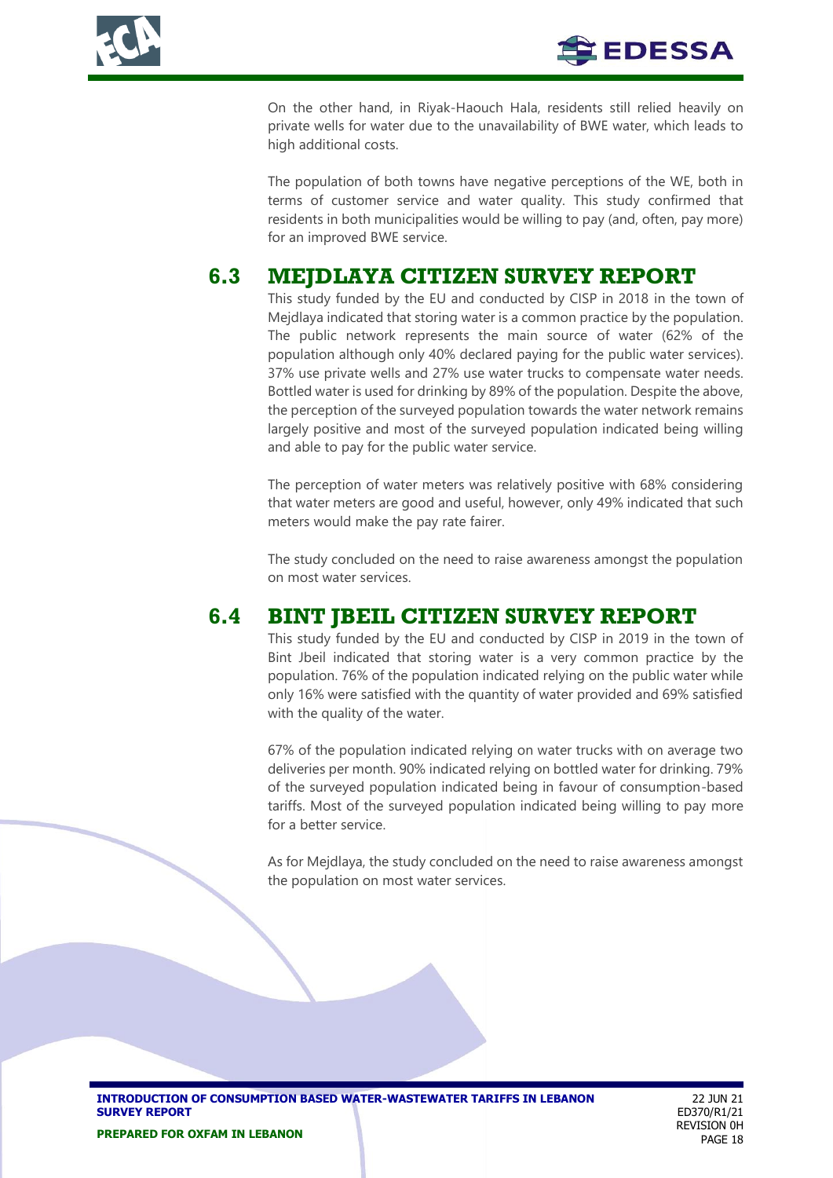On the other hand, in Riyak-Haouch Hala, residents still relied heavily on private wells for water due to the unavailability of BWE water, which leads to high additional costs.

The population of both towns have negative perceptions of the WE, both in terms of customer service and water quality. This study confirmed that residents in both municipalities would be willing to pay (and, often, pay more) for an improved BWE service.

## 6.3 MEJDLAYA CITIZEN SURVEY REPORT

This study funded by the EU and conducted by CISP in 2018 in the town of Mejdlaya indicated that storing water is a common practice by the population. The public network represents the main source of water (62% of the population although only 40% declared paying for the public water services). 37% use private wells and 27% use water trucks to compensate water needs. Bottled water is used for drinking by 89% of the population. Despite the above, the perception of the surveyed population towards the water network remains largely positive and most of the surveyed population indicated being willing and able to pay for the public water service.

The perception of water meters was relatively positive with 68% considering that water meters are good and useful, however, only 49% indicated that such meters would make the pay rate fairer.

The study concluded on the need to raise awareness amongst the population on most water services.

## 6.4 BINT JBEIL CITIZEN SURVEY REPORT

This study funded by the EU and conducted by CISP in 2019 in the town of Bint Jbeil indicated that storing water is a very common practice by the population. 76% of the population indicated relying on the public water while only 16% were satisfied with the quantity of water provided and 69% satisfied with the quality of the water.

67% of the population indicated relying on water trucks with on average two deliveries per month. 90% indicated relying on bottled water for drinking. 79% of the surveyed population indicated being in favour of consumption-based tariffs. Most of the surveyed population indicated being willing to pay more for a better service.

As for Mejdlaya, the study concluded on the need to raise awareness amongst the population on most water services.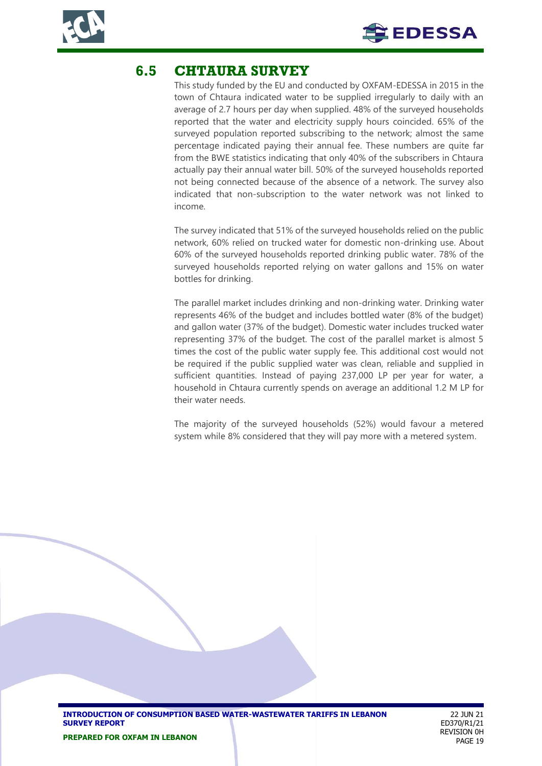## 6.5 CHTAURA SURVEY

This study funded by the EU and conducted by OXFAM-EDESSA in 2015 in the town of Chtaura indicated water to be supplied irregularly to daily with an average of 2.7 hours per day when supplied. 48% of the surveyed households reported that the water and electricity supply hours coincided. 65% of the surveyed population reported subscribing to the network; almost the same percentage indicated paying their annual fee. These numbers are quite far from the BWE statistics indicating that only 40% of the subscribers in Chtaura actually pay their annual water bill. 50% of the surveyed households reported not being connected because of the absence of a network. The survey also indicated that non-subscription to the water network was not linked to income.

The survey indicated that 51% of the surveyed households relied on the public network, 60% relied on trucked water for domestic non-drinking use. About 60% of the surveyed households reported drinking public water. 78% of the surveyed households reported relying on water gallons and 15% on water bottles for drinking.

The parallel market includes drinking and non-drinking water. Drinking water represents 46% of the budget and includes bottled water (8% of the budget) and gallon water (37% of the budget). Domestic water includes trucked water representing 37% of the budget. The cost of the parallel market is almost 5 times the cost of the public water supply fee. This additional cost would not be required if the public supplied water was clean, reliable and supplied in sufficient quantities. Instead of paying 237,000 LP per year for water, a household in Chtaura currently spends on average an additional 1.2 M LP for their water needs.

The majority of the surveyed households (52%) would favour a metered system while 8% considered that they will pay more with a metered system.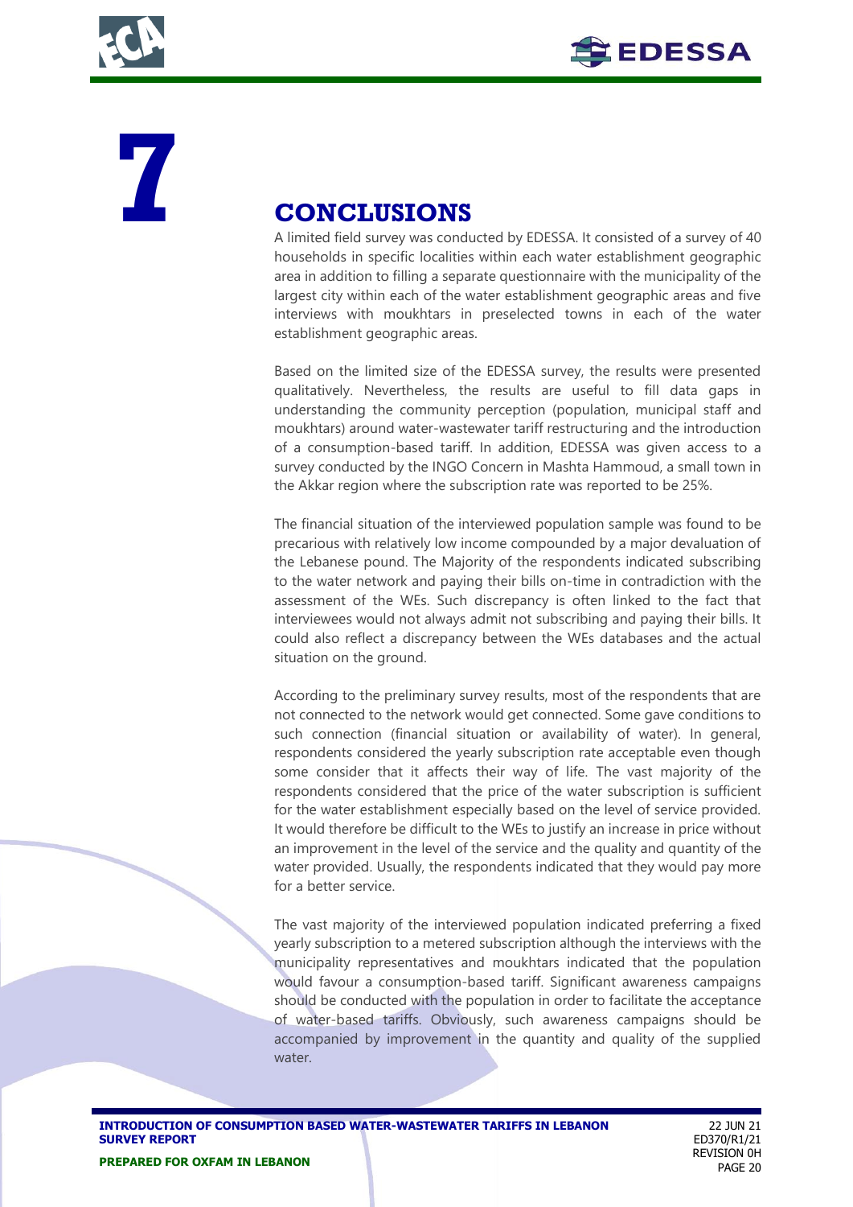# 7 CONCLUSIONS

A limited field survey was conducted by EDESSA. It consisted of a survey of 40 households in specific localities within each water establishment geographic area in addition to filling a separate questionnaire with the municipality of the largest city within each of the water establishment geographic areas and five interviews with moukhtars in preselected towns in each of the water establishment geographic areas.

Based on the limited size of the EDESSA survey, the results were presented qualitatively. Nevertheless, the results are useful to fill data gaps in understanding the community perception (population, municipal staff and moukhtars) around water-wastewater tariff restructuring and the introduction of a consumption-based tariff. In addition, EDESSA was given access to a survey conducted by the INGO Concern in Mashta Hammoud, a small town in the Akkar region where the subscription rate was reported to be 25%.

The financial situation of the interviewed population sample was found to be precarious with relatively low income compounded by a major devaluation of the Lebanese pound. The Majority of the respondents indicated subscribing to the water network and paying their bills on-time in contradiction with the assessment of the WEs. Such discrepancy is often linked to the fact that interviewees would not always admit not subscribing and paying their bills. It could also reflect a discrepancy between the WEs databases and the actual situation on the ground.

According to the preliminary survey results, most of the respondents that are not connected to the network would get connected. Some gave conditions to such connection (financial situation or availability of water). In general, respondents considered the yearly subscription rate acceptable even though some consider that it affects their way of life. The vast majority of the respondents considered that the price of the water subscription is sufficient for the water establishment especially based on the level of service provided. It would therefore be difficult to the WEs to justify an increase in price without an improvement in the level of the service and the quality and quantity of the water provided. Usually, the respondents indicated that they would pay more for a better service.

The vast majority of the interviewed population indicated preferring a fixed yearly subscription to a metered subscription although the interviews with the municipality representatives and moukhtars indicated that the population would favour a consumption-based tariff. Significant awareness campaigns should be conducted with the population in order to facilitate the acceptance of water-based tariffs. Obviously, such awareness campaigns should be accompanied by improvement in the quantity and quality of the supplied water.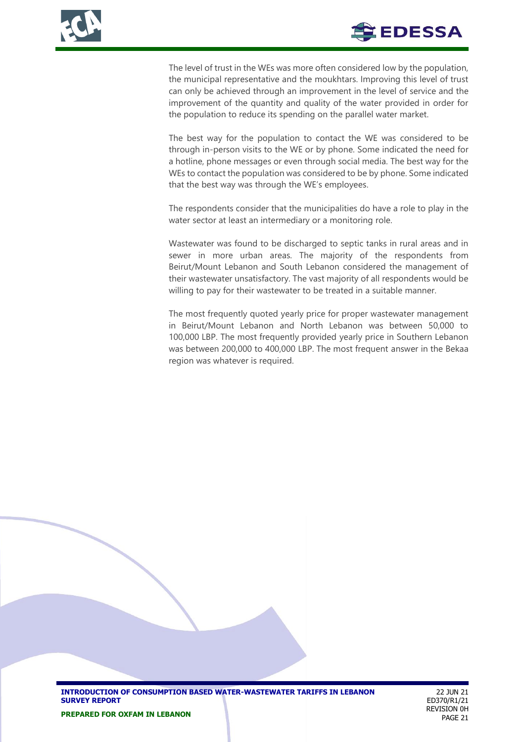The level of trust in the WEs was more often considered low by the population, the municipal representative and the moukhtars. Improving this level of trust can only be achieved through an improvement in the level of service and the improvement of the quantity and quality of the water provided in order for the population to reduce its spending on the parallel water market.

The best way for the population to contact the WE was considered to be through in-person visits to the WE or by phone. Some indicated the need for a hotline, phone messages or even through social media. The best way for the WEs to contact the population was considered to be by phone. Some indicated that the best way was through the WE's employees.

The respondents consider that the municipalities do have a role to play in the water sector at least an intermediary or a monitoring role.

Wastewater was found to be discharged to septic tanks in rural areas and in sewer in more urban areas. The majority of the respondents from Beirut/Mount Lebanon and South Lebanon considered the management of their wastewater unsatisfactory. The vast majority of all respondents would be willing to pay for their wastewater to be treated in a suitable manner.

The most frequently quoted yearly price for proper wastewater management in Beirut/Mount Lebanon and North Lebanon was between 50,000 to 100,000 LBP. The most frequently provided yearly price in Southern Lebanon was between 200,000 to 400,000 LBP. The most frequent answer in the Bekaa region was whatever is required.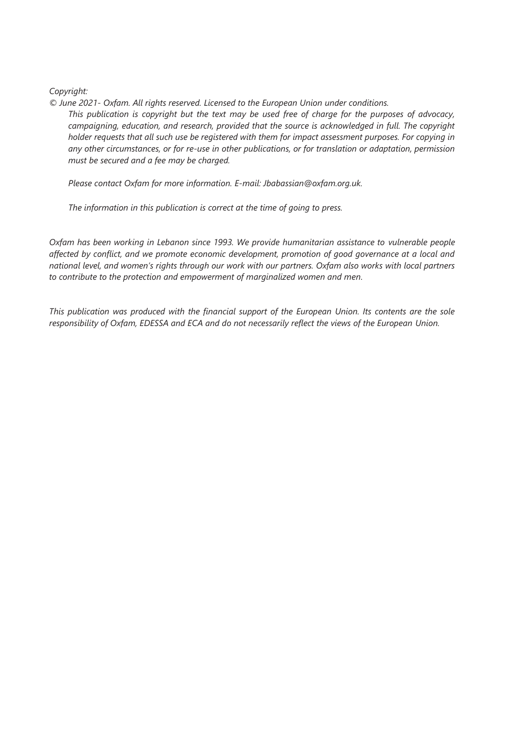*Copyright:*

*© June 2021- Oxfam. All rights reserved. Licensed to the European Union under conditions.*

*This publication is copyright but the text may be used free of charge for the purposes of advocacy, campaigning, education, and research, provided that the source is acknowledged in full. The copyright holder requests that all such use be registered with them for impact assessment purposes. For copying in any other circumstances, or for re-use in other publications, or for translation or adaptation, permission must be secured and a fee may be charged.*

*Please contact Oxfam for more information. E-mail: Jbabassian@oxfam.org.uk.*

*The information in this publication is correct at the time of going to press.*

*Oxfam has been working in Lebanon since 1993. We provide humanitarian assistance to vulnerable people affected by conflict, and we promote economic development, promotion of good governance at a local and national level, and women's rights through our work with our partners. Oxfam also works with local partners to contribute to the protection and empowerment of marginalized women and men.*

*This publication was produced with the financial support of the European Union. Its contents are the sole responsibility of Oxfam, EDESSA and ECA and do not necessarily reflect the views of the European Union.*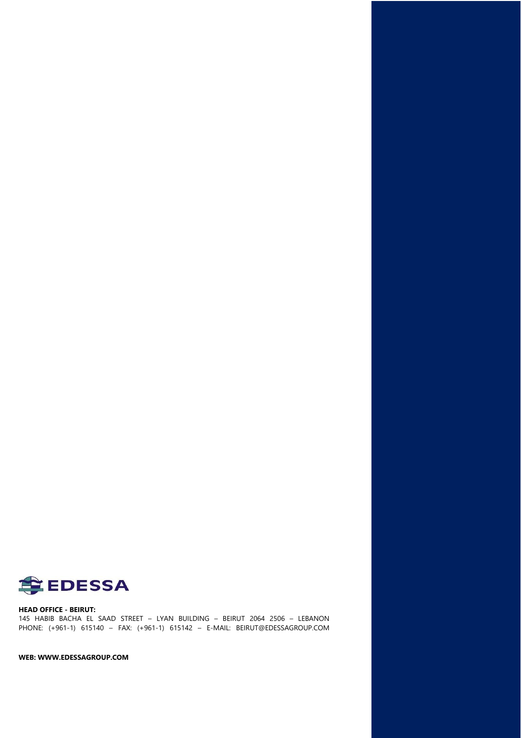EDESSA

**HEAD OFFICE - BEIRUT:**
145 HABIB BACHA EL SAAD STREET – LYAN BUILDING – BEIRUT 2064 2506 – LEBANON
PHONE: (+961-1) 615140 – FAX: (+961-1) 615142 – E-MAIL: BEIRUT@EDESSAGROUP.COM

**WEB: WWW.EDESSAGROUP.COM**